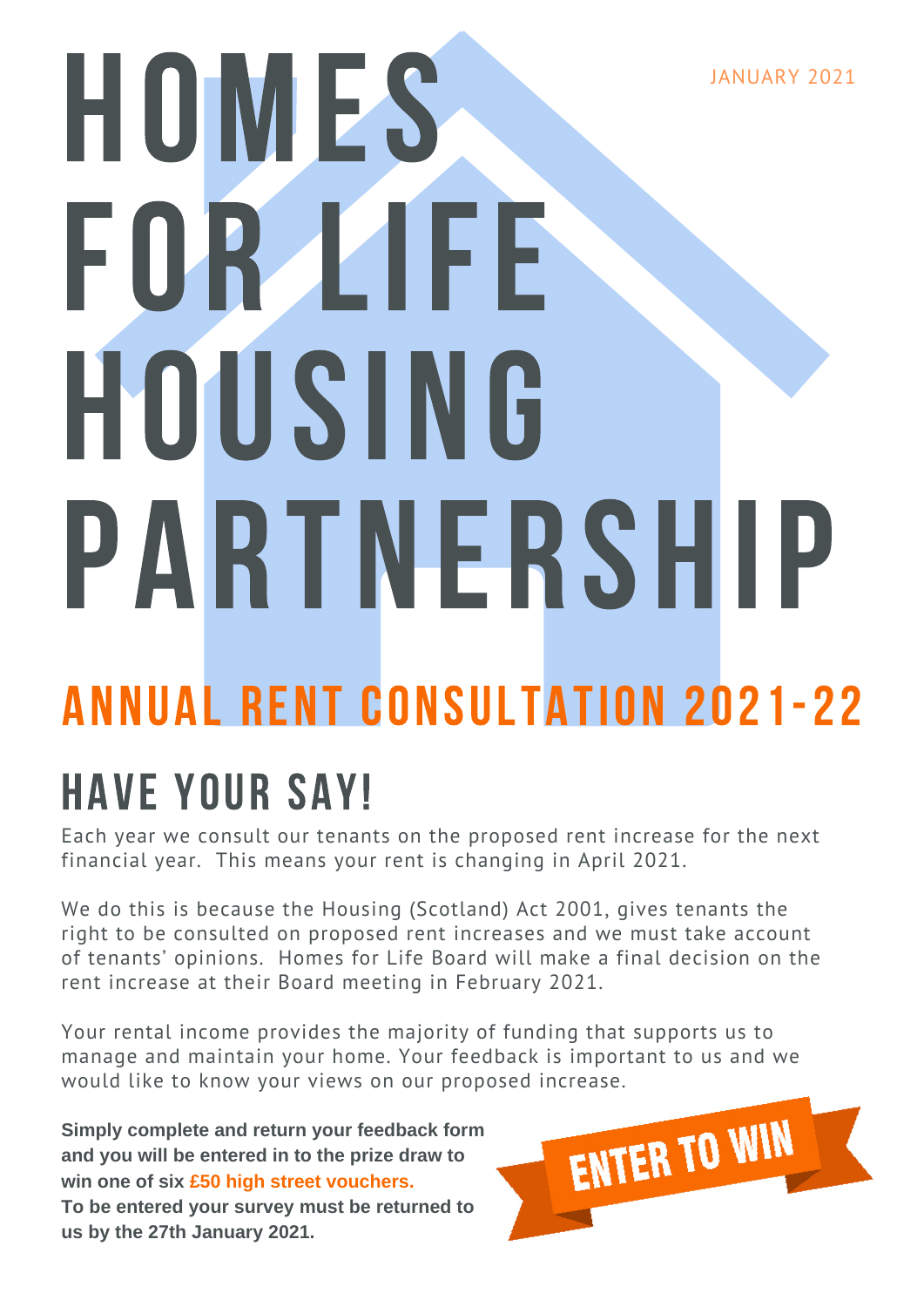JANUARY 2021

# HOMES FOR LIFE HOUSING PARTNERSHIP

## ANNUAL RENT CONSULTATION 2021-22

## HAVE YOUR SAY!

Each year we consult our tenants on the proposed rent increase for the next financial year. This means your rent is changing in April 2021.

We do this is because the Housing (Scotland) Act 2001, gives tenants the right to be consulted on proposed rent increases and we must take account of tenants' opinions. Homes for Life Board will make a final decision on the rent increase at their Board meeting in February 2021.

Your rental income provides the majority of funding that supports us to manage and maintain your home. Your feedback is important to us and we would like to know your views on our proposed increase.

**Simply complete and return your feedback form and you will be entered in to the prize draw to win one of six £50 high street vouchers.**
**To be entered your survey must be returned to us by the 27th January 2021.**

ENTER TO WIN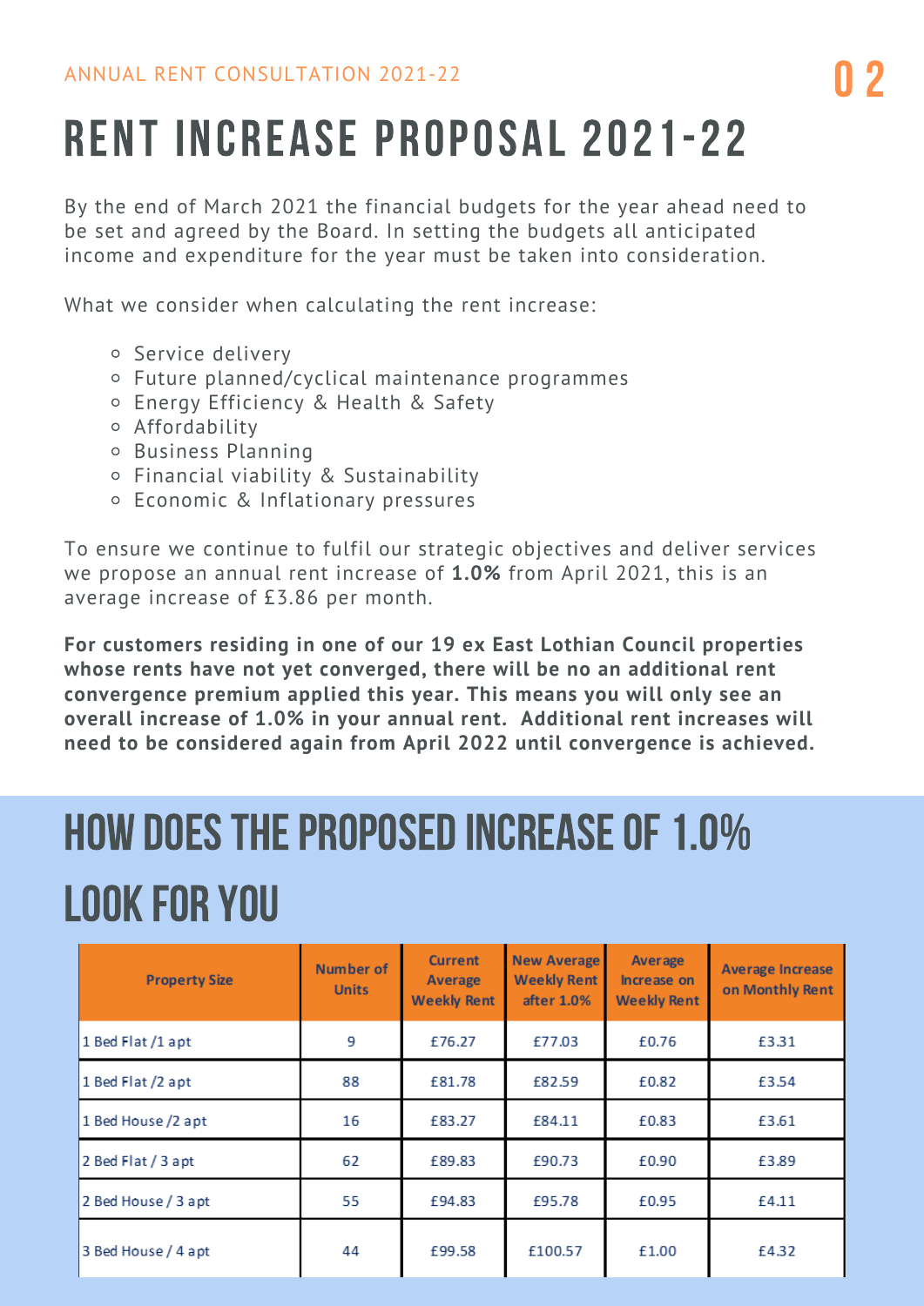ANNUAL RENT CONSULTATION 2021-22

# RENT INCREASE PROPOSAL 2021-22

By the end of March 2021 the financial budgets for the year ahead need to be set and agreed by the Board. In setting the budgets all anticipated income and expenditure for the year must be taken into consideration.

What we consider when calculating the rent increase:

- Service delivery
- Future planned/cyclical maintenance programmes
- Energy Efficiency & Health & Safety
- Affordability
- Business Planning
- Financial viability & Sustainability
- Economic & Inflationary pressures

To ensure we continue to fulfil our strategic objectives and deliver services we propose an annual rent increase of **1.0%** from April 2021, this is an average increase of £3.86 per month.

**For customers residing in one of our 19 ex East Lothian Council properties whose rents have not yet converged, there will be no an additional rent convergence premium applied this year. This means you will only see an overall increase of 1.0% in your annual rent. Additional rent increases will need to be considered again from April 2022 until convergence is achieved.**

# HOW DOES THE PROPOSED INCREASE OF 1.0% LOOK FOR YOU

| Property Size | Number of Units | Current Average Weekly Rent | New Average Weekly Rent after 1.0% | Average Increase on Weekly Rent | Average Increase on Monthly Rent |
|---|---|---|---|---|---|
| 1 Bed Flat /1 apt | 9 | £76.27 | £77.03 | £0.76 | £3.31 |
| 1 Bed Flat /2 apt | 88 | £81.78 | £82.59 | £0.82 | £3.54 |
| 1 Bed House /2 apt | 16 | £83.27 | £84.11 | £0.83 | £3.61 |
| 2 Bed Flat / 3 apt | 62 | £89.83 | £90.73 | £0.90 | £3.89 |
| 2 Bed House / 3 apt | 55 | £94.83 | £95.78 | £0.95 | £4.11 |
| 3 Bed House / 4 apt | 44 | £99.58 | £100.57 | £1.00 | £4.32 |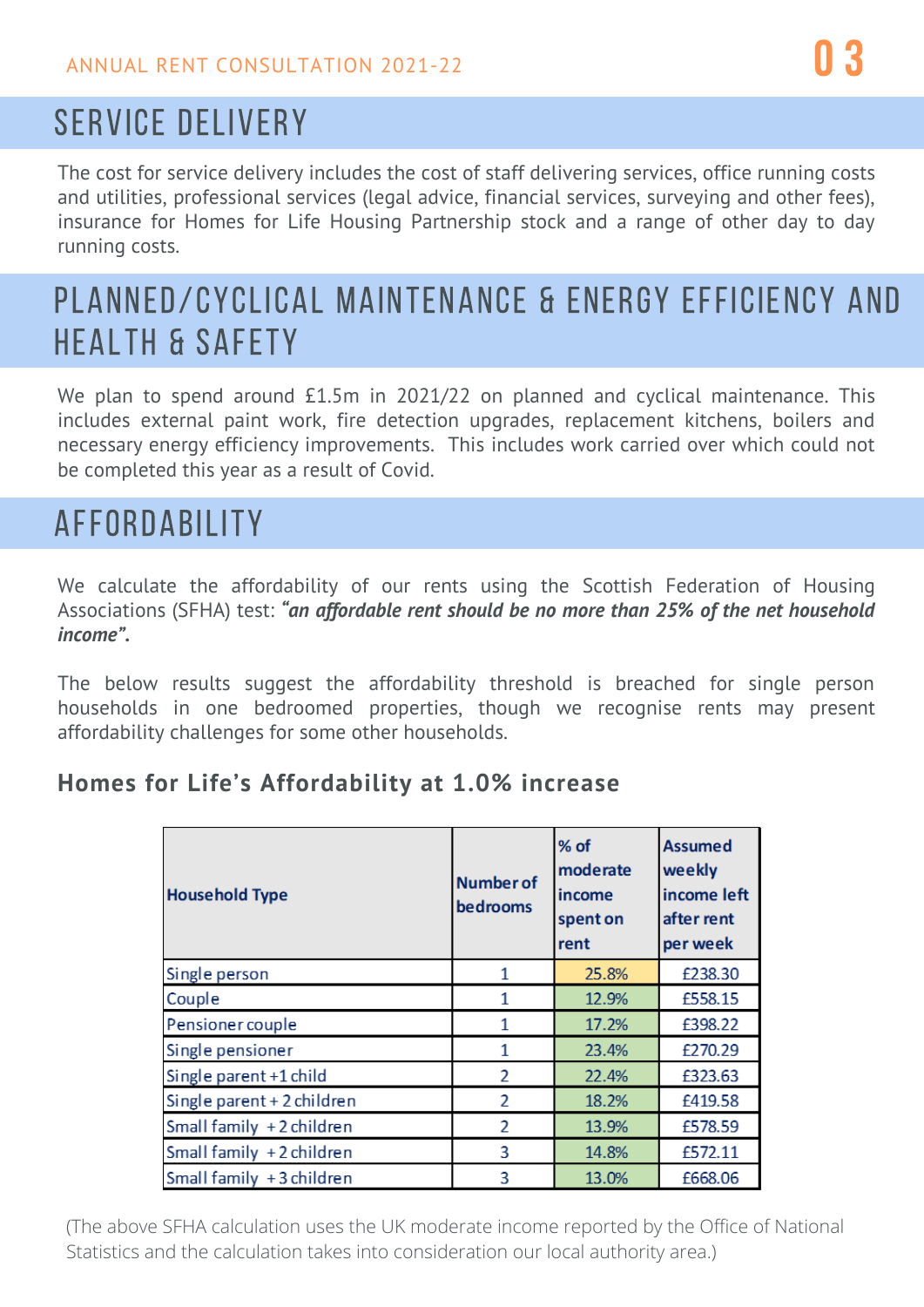## SERVICE DELIVERY

The cost for service delivery includes the cost of staff delivering services, office running costs and utilities, professional services (legal advice, financial services, surveying and other fees), insurance for Homes for Life Housing Partnership stock and a range of other day to day running costs.

## PLANNED/CYCLICAL MAINTENANCE & ENERGY EFFICIENCY AND HEALTH & SAFETY

We plan to spend around £1.5m in 2021/22 on planned and cyclical maintenance. This includes external paint work, fire detection upgrades, replacement kitchens, boilers and necessary energy efficiency improvements. This includes work carried over which could not be completed this year as a result of Covid.

## AFFORDABILITY

We calculate the affordability of our rents using the Scottish Federation of Housing Associations (SFHA) test: ***"an affordable rent should be no more than 25% of the net household income".***

The below results suggest the affordability threshold is breached for single person households in one bedroomed properties, though we recognise rents may present affordability challenges for some other households.

### Homes for Life's Affordability at 1.0% increase

| Household Type | Number of bedrooms | % of moderate income spent on rent | Assumed weekly income left after rent per week |
|---|---|---|---|
| Single person | 1 | 25.8% | £238.30 |
| Couple | 1 | 12.9% | £558.15 |
| Pensioner couple | 1 | 17.2% | £398.22 |
| Single pensioner | 1 | 23.4% | £270.29 |
| Single parent +1 child | 2 | 22.4% | £323.63 |
| Single parent + 2 children | 2 | 18.2% | £419.58 |
| Small family +2 children | 2 | 13.9% | £578.59 |
| Small family +2 children | 3 | 14.8% | £572.11 |
| Small family +3 children | 3 | 13.0% | £668.06 |

(The above SFHA calculation uses the UK moderate income reported by the Office of National Statistics and the calculation takes into consideration our local authority area.)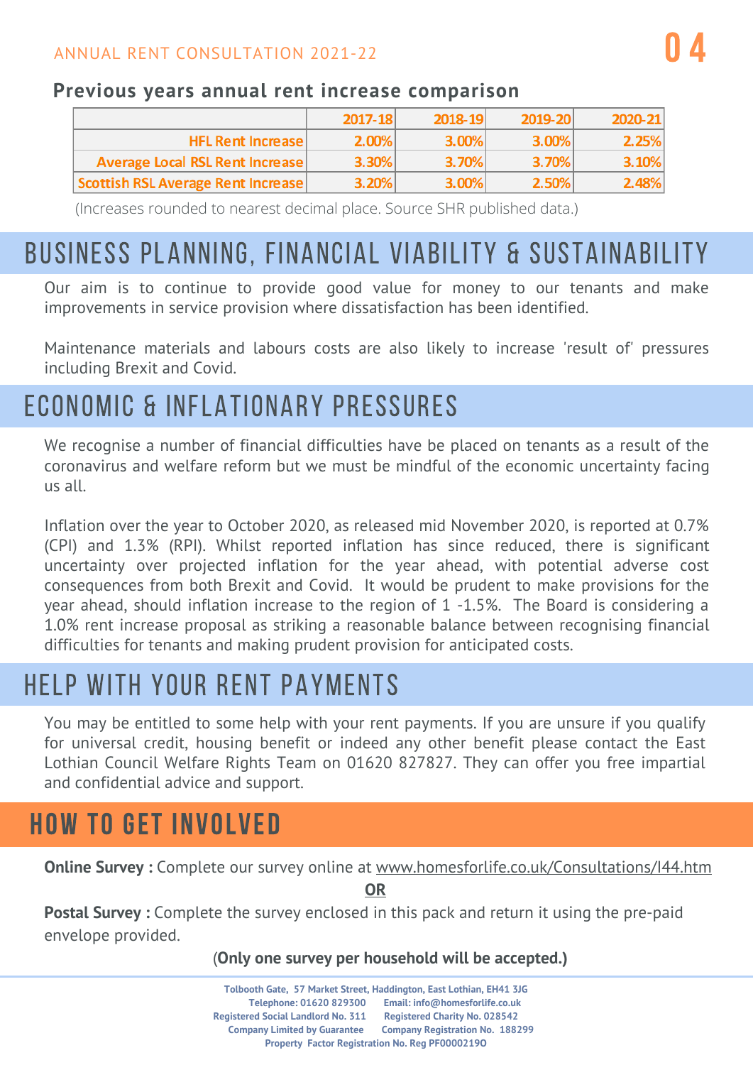### Previous years annual rent increase comparison

| | 2017-18 | 2018-19 | 2019-20 | 2020-21 |
|---|---|---|---|---|
| HFL Rent Increase | 2.00% | 3.00% | 3.00% | 2.25% |
| Average Local RSL Rent Increase | 3.30% | 3.70% | 3.70% | 3.10% |
| Scottish RSL Average Rent Increase | 3.20% | 3.00% | 2.50% | 2.48% |

(Increases rounded to nearest decimal place. Source SHR published data.)

## BUSINESS PLANNING, FINANCIAL VIABILITY & SUSTAINABILITY

Our aim is to continue to provide good value for money to our tenants and make improvements in service provision where dissatisfaction has been identified.

Maintenance materials and labours costs are also likely to increase 'result of' pressures including Brexit and Covid.

## ECONOMIC & INFLATIONARY PRESSURES

We recognise a number of financial difficulties have be placed on tenants as a result of the coronavirus and welfare reform but we must be mindful of the economic uncertainty facing us all.

Inflation over the year to October 2020, as released mid November 2020, is reported at 0.7% (CPI) and 1.3% (RPI). Whilst reported inflation has since reduced, there is significant uncertainty over projected inflation for the year ahead, with potential adverse cost consequences from both Brexit and Covid. It would be prudent to make provisions for the year ahead, should inflation increase to the region of 1 -1.5%. The Board is considering a 1.0% rent increase proposal as striking a reasonable balance between recognising financial difficulties for tenants and making prudent provision for anticipated costs.

## HELP WITH YOUR RENT PAYMENTS

You may be entitled to some help with your rent payments. If you are unsure if you qualify for universal credit, housing benefit or indeed any other benefit please contact the East Lothian Council Welfare Rights Team on 01620 827827. They can offer you free impartial and confidential advice and support.

## HOW TO GET INVOLVED

**Online Survey :** Complete our survey online at www.homesforlife.co.uk/Consultations/I44.htm

**OR**

**Postal Survey :** Complete the survey enclosed in this pack and return it using the pre-paid envelope provided.

(**Only one survey per household will be accepted.)**

Tolbooth Gate, 57 Market Street, Haddington, East Lothian, EH41 3JG
Telephone: 01620 829300 Email: info@homesforlife.co.uk
Registered Social Landlord No. 311 Registered Charity No. 028542
Company Limited by Guarantee Company Registration No. 188299
Property Factor Registration No. Reg PF00002190